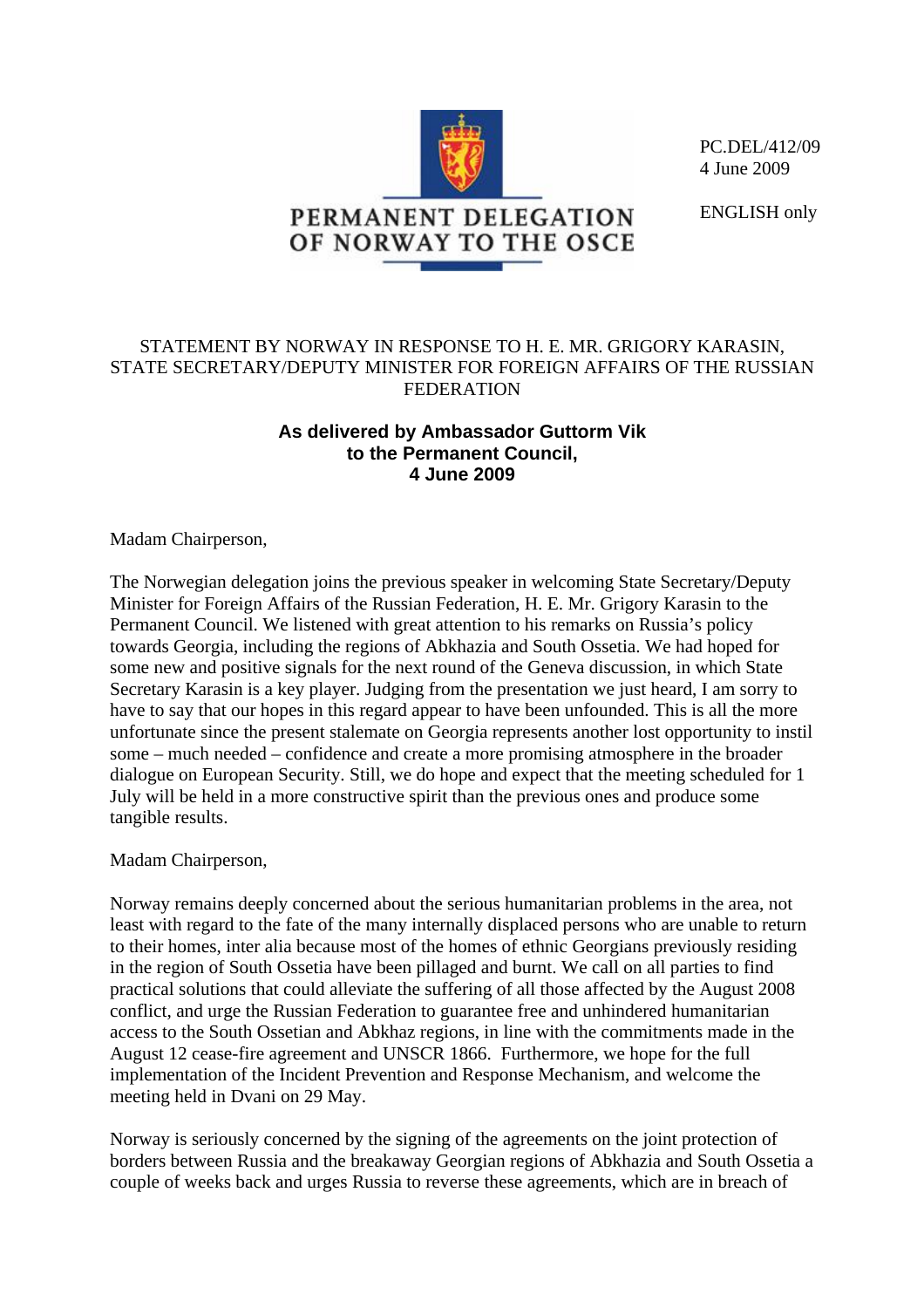PERMANENT DELEGATION OF NORWAY TO THE OSCE

PC.DEL/412/09
4 June 2009

ENGLISH only

STATEMENT BY NORWAY IN RESPONSE TO H. E. MR. GRIGORY KARASIN, STATE SECRETARY/DEPUTY MINISTER FOR FOREIGN AFFAIRS OF THE RUSSIAN FEDERATION

**As delivered by Ambassador Guttorm Vik to the Permanent Council, 4 June 2009**

Madam Chairperson,

The Norwegian delegation joins the previous speaker in welcoming State Secretary/Deputy Minister for Foreign Affairs of the Russian Federation, H. E. Mr. Grigory Karasin to the Permanent Council. We listened with great attention to his remarks on Russia's policy towards Georgia, including the regions of Abkhazia and South Ossetia. We had hoped for some new and positive signals for the next round of the Geneva discussion, in which State Secretary Karasin is a key player. Judging from the presentation we just heard, I am sorry to have to say that our hopes in this regard appear to have been unfounded. This is all the more unfortunate since the present stalemate on Georgia represents another lost opportunity to instil some – much needed – confidence and create a more promising atmosphere in the broader dialogue on European Security. Still, we do hope and expect that the meeting scheduled for 1 July will be held in a more constructive spirit than the previous ones and produce some tangible results.

Madam Chairperson,

Norway remains deeply concerned about the serious humanitarian problems in the area, not least with regard to the fate of the many internally displaced persons who are unable to return to their homes, inter alia because most of the homes of ethnic Georgians previously residing in the region of South Ossetia have been pillaged and burnt. We call on all parties to find practical solutions that could alleviate the suffering of all those affected by the August 2008 conflict, and urge the Russian Federation to guarantee free and unhindered humanitarian access to the South Ossetian and Abkhaz regions, in line with the commitments made in the August 12 cease-fire agreement and UNSCR 1866. Furthermore, we hope for the full implementation of the Incident Prevention and Response Mechanism, and welcome the meeting held in Dvani on 29 May.

Norway is seriously concerned by the signing of the agreements on the joint protection of borders between Russia and the breakaway Georgian regions of Abkhazia and South Ossetia a couple of weeks back and urges Russia to reverse these agreements, which are in breach of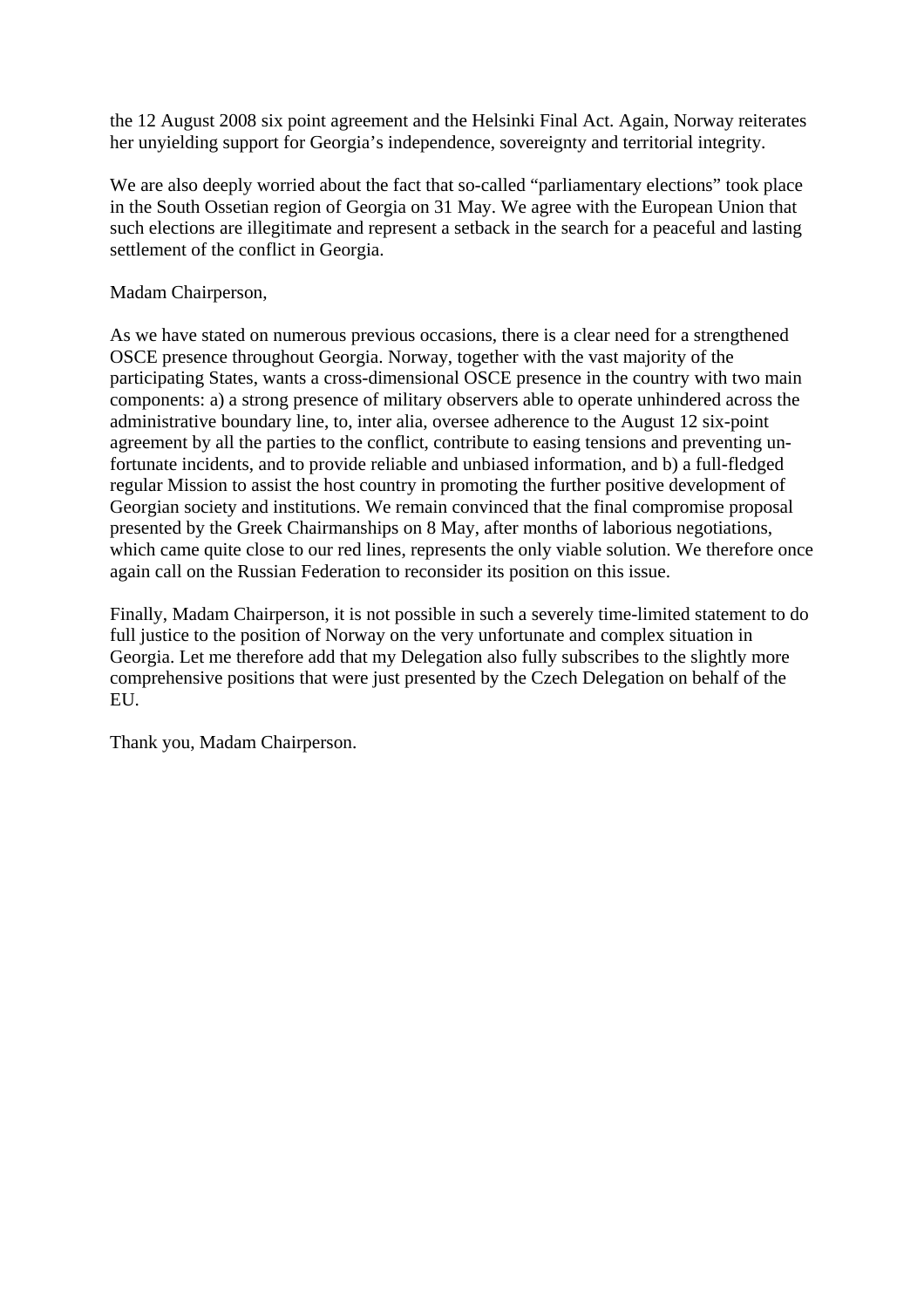the 12 August 2008 six point agreement and the Helsinki Final Act. Again, Norway reiterates her unyielding support for Georgia's independence, sovereignty and territorial integrity.

We are also deeply worried about the fact that so-called "parliamentary elections" took place in the South Ossetian region of Georgia on 31 May. We agree with the European Union that such elections are illegitimate and represent a setback in the search for a peaceful and lasting settlement of the conflict in Georgia.

Madam Chairperson,

As we have stated on numerous previous occasions, there is a clear need for a strengthened OSCE presence throughout Georgia. Norway, together with the vast majority of the participating States, wants a cross-dimensional OSCE presence in the country with two main components: a) a strong presence of military observers able to operate unhindered across the administrative boundary line, to, inter alia, oversee adherence to the August 12 six-point agreement by all the parties to the conflict, contribute to easing tensions and preventing un-fortunate incidents, and to provide reliable and unbiased information, and b) a full-fledged regular Mission to assist the host country in promoting the further positive development of Georgian society and institutions. We remain convinced that the final compromise proposal presented by the Greek Chairmanships on 8 May, after months of laborious negotiations, which came quite close to our red lines, represents the only viable solution. We therefore once again call on the Russian Federation to reconsider its position on this issue.

Finally, Madam Chairperson, it is not possible in such a severely time-limited statement to do full justice to the position of Norway on the very unfortunate and complex situation in Georgia. Let me therefore add that my Delegation also fully subscribes to the slightly more comprehensive positions that were just presented by the Czech Delegation on behalf of the EU.

Thank you, Madam Chairperson.